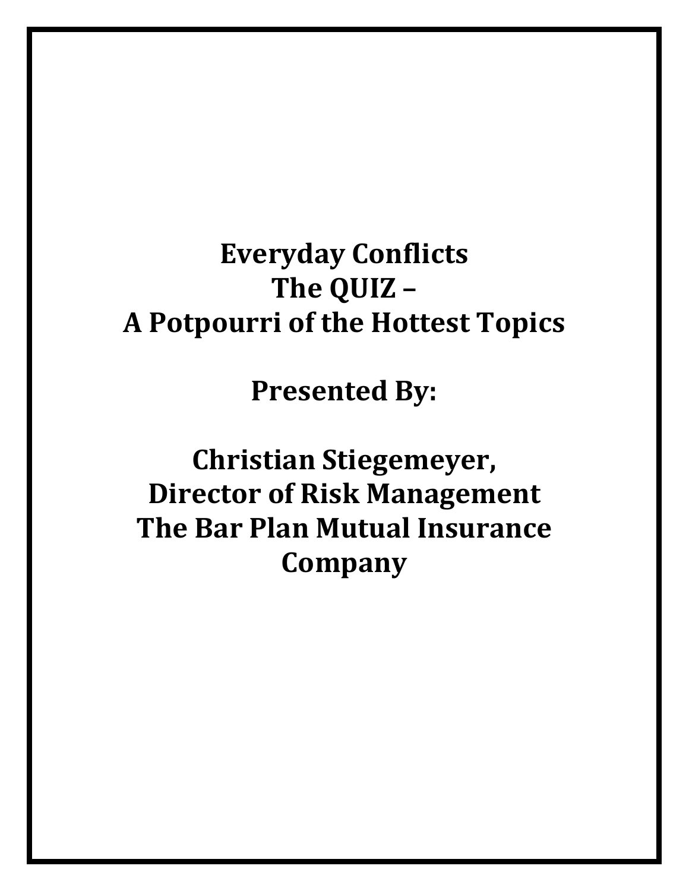# Everyday Conflicts
# The QUIZ –
# A Potpourri of the Hottest Topics

## Presented By:

## Christian Stiegemeyer,
## Director of Risk Management
## The Bar Plan Mutual Insurance Company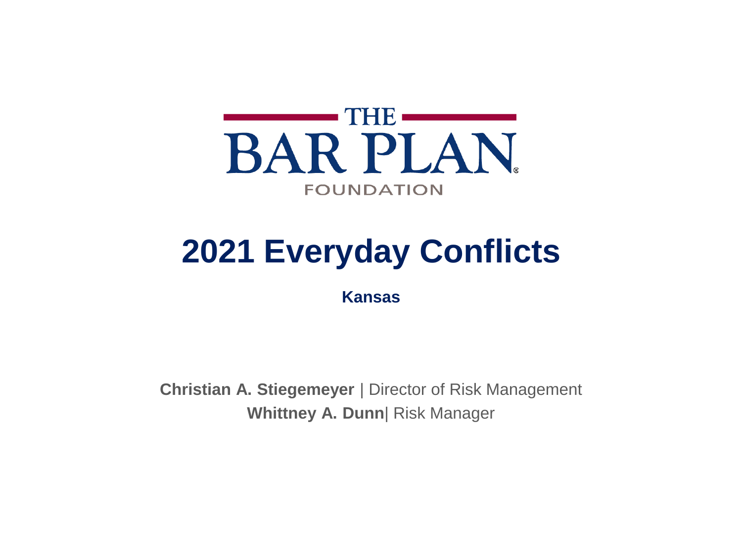THE BAR PLAN FOUNDATION

# 2021 Everyday Conflicts

**Kansas**

**Christian A. Stiegemeyer** | Director of Risk Management
**Whittney A. Dunn**| Risk Manager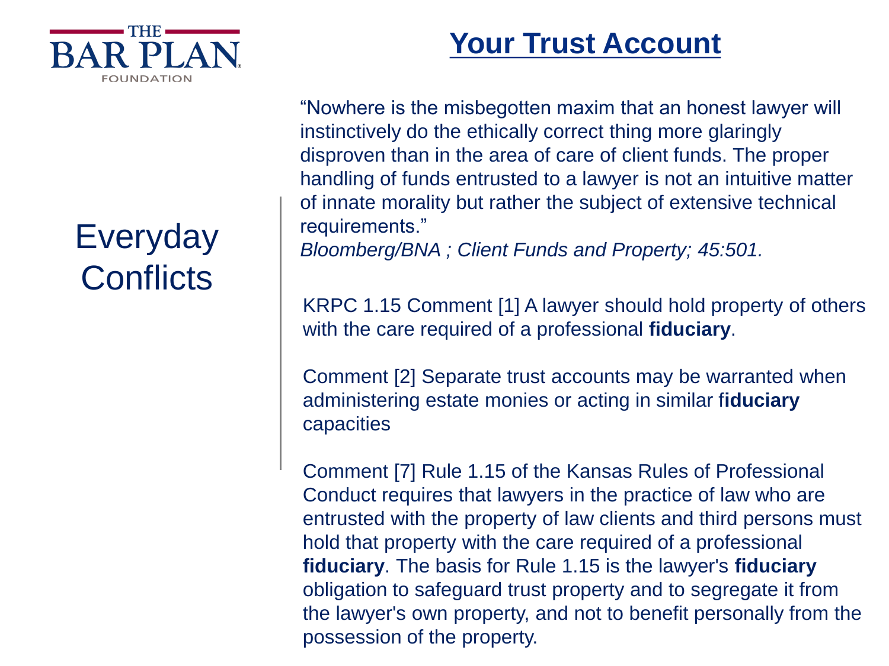# Your Trust Account

## Everyday Conflicts

"Nowhere is the misbegotten maxim that an honest lawyer will instinctively do the ethically correct thing more glaringly disproven than in the area of care of client funds. The proper handling of funds entrusted to a lawyer is not an intuitive matter of innate morality but rather the subject of extensive technical requirements."
*Bloomberg/BNA ; Client Funds and Property; 45:501.*

KRPC 1.15 Comment [1] A lawyer should hold property of others with the care required of a professional **fiduciary**.

Comment [2] Separate trust accounts may be warranted when administering estate monies or acting in similar f**iduciary** capacities

Comment [7] Rule 1.15 of the Kansas Rules of Professional Conduct requires that lawyers in the practice of law who are entrusted with the property of law clients and third persons must hold that property with the care required of a professional **fiduciary**. The basis for Rule 1.15 is the lawyer's **fiduciary** obligation to safeguard trust property and to segregate it from the lawyer's own property, and not to benefit personally from the possession of the property.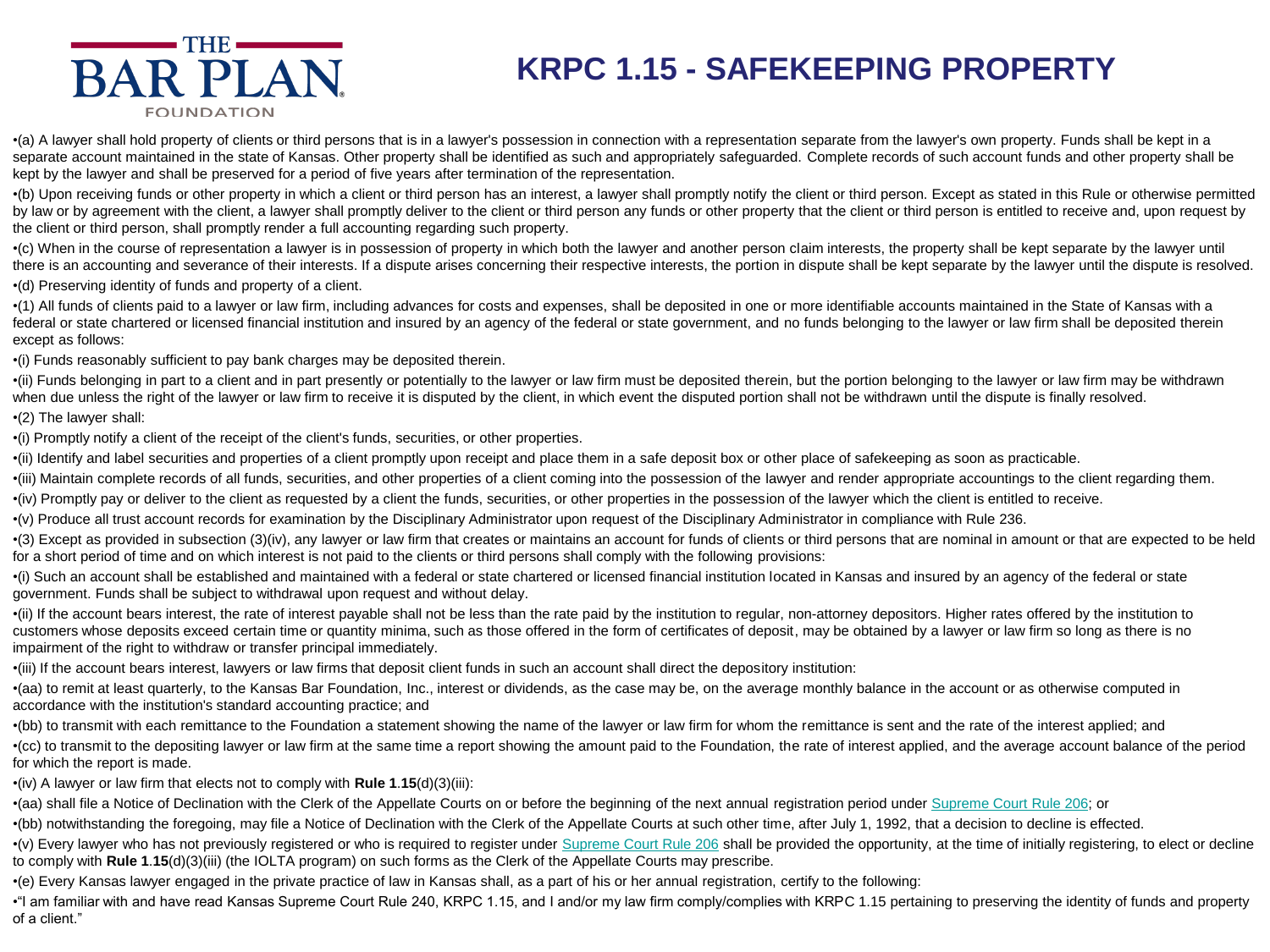# KRPC 1.15 - SAFEKEEPING PROPERTY

- (a) A lawyer shall hold property of clients or third persons that is in a lawyer's possession in connection with a representation separate from the lawyer's own property. Funds shall be kept in a separate account maintained in the state of Kansas. Other property shall be identified as such and appropriately safeguarded. Complete records of such account funds and other property shall be kept by the lawyer and shall be preserved for a period of five years after termination of the representation.
- (b) Upon receiving funds or other property in which a client or third person has an interest, a lawyer shall promptly notify the client or third person. Except as stated in this Rule or otherwise permitted by law or by agreement with the client, a lawyer shall promptly deliver to the client or third person any funds or other property that the client or third person is entitled to receive and, upon request by the client or third person, shall promptly render a full accounting regarding such property.
- (c) When in the course of representation a lawyer is in possession of property in which both the lawyer and another person claim interests, the property shall be kept separate by the lawyer until there is an accounting and severance of their interests. If a dispute arises concerning their respective interests, the portion in dispute shall be kept separate by the lawyer until the dispute is resolved.
- (d) Preserving identity of funds and property of a client.
- (1) All funds of clients paid to a lawyer or law firm, including advances for costs and expenses, shall be deposited in one or more identifiable accounts maintained in the State of Kansas with a federal or state chartered or licensed financial institution and insured by an agency of the federal or state government, and no funds belonging to the lawyer or law firm shall be deposited therein except as follows:
- (i) Funds reasonably sufficient to pay bank charges may be deposited therein.
- (ii) Funds belonging in part to a client and in part presently or potentially to the lawyer or law firm must be deposited therein, but the portion belonging to the lawyer or law firm may be withdrawn when due unless the right of the lawyer or law firm to receive it is disputed by the client, in which event the disputed portion shall not be withdrawn until the dispute is finally resolved.
- (2) The lawyer shall:
- (i) Promptly notify a client of the receipt of the client's funds, securities, or other properties.
- (ii) Identify and label securities and properties of a client promptly upon receipt and place them in a safe deposit box or other place of safekeeping as soon as practicable.
- (iii) Maintain complete records of all funds, securities, and other properties of a client coming into the possession of the lawyer and render appropriate accountings to the client regarding them.
- (iv) Promptly pay or deliver to the client as requested by a client the funds, securities, or other properties in the possession of the lawyer which the client is entitled to receive.
- (v) Produce all trust account records for examination by the Disciplinary Administrator upon request of the Disciplinary Administrator in compliance with Rule 236.
- (3) Except as provided in subsection (3)(iv), any lawyer or law firm that creates or maintains an account for funds of clients or third persons that are nominal in amount or that are expected to be held for a short period of time and on which interest is not paid to the clients or third persons shall comply with the following provisions:
- (i) Such an account shall be established and maintained with a federal or state chartered or licensed financial institution located in Kansas and insured by an agency of the federal or state government. Funds shall be subject to withdrawal upon request and without delay.
- (ii) If the account bears interest, the rate of interest payable shall not be less than the rate paid by the institution to regular, non-attorney depositors. Higher rates offered by the institution to customers whose deposits exceed certain time or quantity minima, such as those offered in the form of certificates of deposit, may be obtained by a lawyer or law firm so long as there is no impairment of the right to withdraw or transfer principal immediately.
- (iii) If the account bears interest, lawyers or law firms that deposit client funds in such an account shall direct the depository institution:
- (aa) to remit at least quarterly, to the Kansas Bar Foundation, Inc., interest or dividends, as the case may be, on the average monthly balance in the account or as otherwise computed in accordance with the institution's standard accounting practice; and
- (bb) to transmit with each remittance to the Foundation a statement showing the name of the lawyer or law firm for whom the remittance is sent and the rate of the interest applied; and
- (cc) to transmit to the depositing lawyer or law firm at the same time a report showing the amount paid to the Foundation, the rate of interest applied, and the average account balance of the period for which the report is made.
- (iv) A lawyer or law firm that elects not to comply with **Rule 1.15**(d)(3)(iii):
- (aa) shall file a Notice of Declination with the Clerk of the Appellate Courts on or before the beginning of the next annual registration period under Supreme Court Rule 206; or
- (bb) notwithstanding the foregoing, may file a Notice of Declination with the Clerk of the Appellate Courts at such other time, after July 1, 1992, that a decision to decline is effected.
- (v) Every lawyer who has not previously registered or who is required to register under Supreme Court Rule 206 shall be provided the opportunity, at the time of initially registering, to elect or decline to comply with **Rule 1.15**(d)(3)(iii) (the IOLTA program) on such forms as the Clerk of the Appellate Courts may prescribe.
- (e) Every Kansas lawyer engaged in the private practice of law in Kansas shall, as a part of his or her annual registration, certify to the following:
- "I am familiar with and have read Kansas Supreme Court Rule 240, KRPC 1.15, and I and/or my law firm comply/complies with KRPC 1.15 pertaining to preserving the identity of funds and property of a client."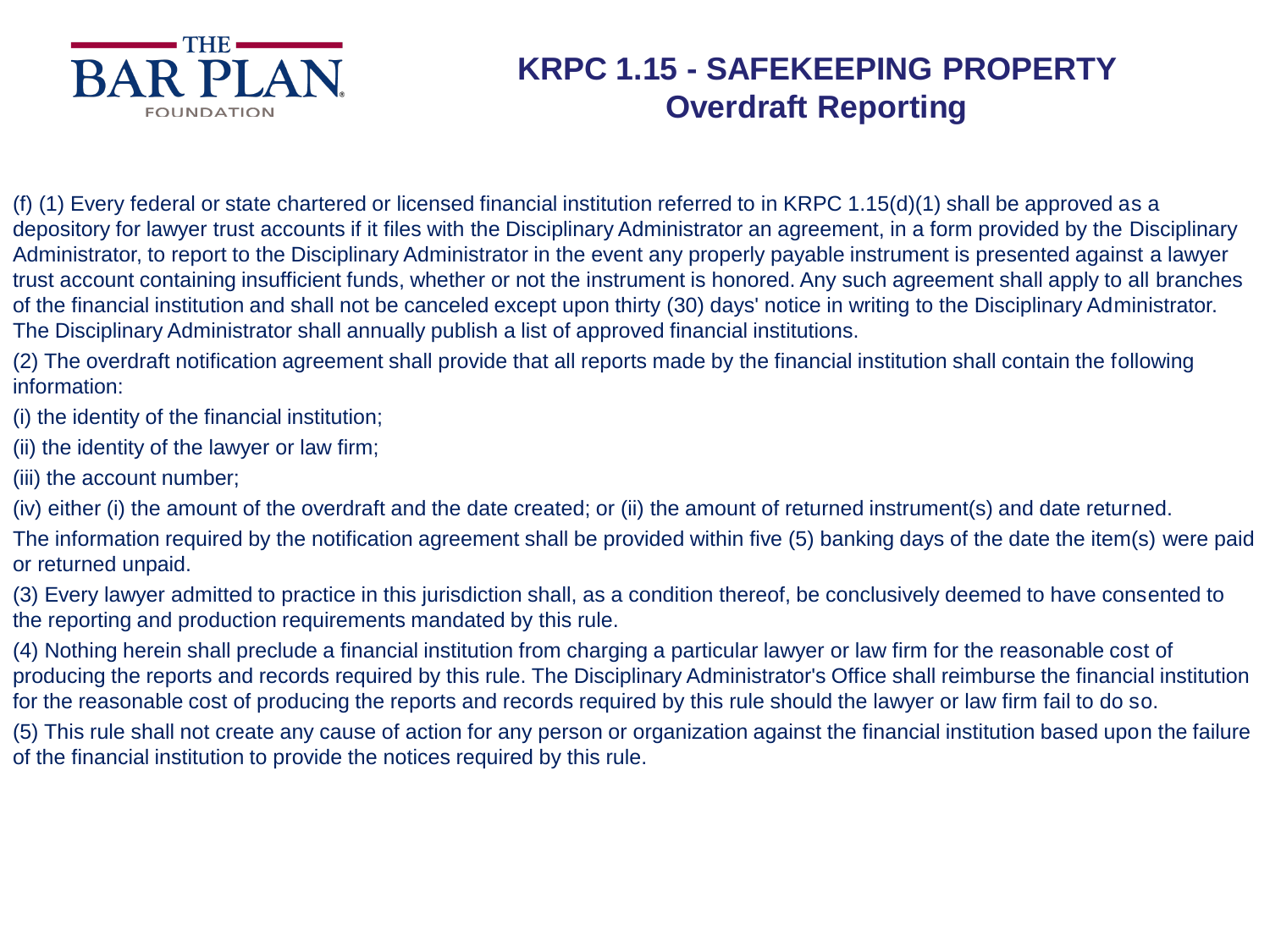THE BAR PLAN FOUNDATION

# KRPC 1.15 - SAFEKEEPING PROPERTY
## Overdraft Reporting

(f) (1) Every federal or state chartered or licensed financial institution referred to in KRPC 1.15(d)(1) shall be approved as a depository for lawyer trust accounts if it files with the Disciplinary Administrator an agreement, in a form provided by the Disciplinary Administrator, to report to the Disciplinary Administrator in the event any properly payable instrument is presented against a lawyer trust account containing insufficient funds, whether or not the instrument is honored. Any such agreement shall apply to all branches of the financial institution and shall not be canceled except upon thirty (30) days' notice in writing to the Disciplinary Administrator. The Disciplinary Administrator shall annually publish a list of approved financial institutions.

(2) The overdraft notification agreement shall provide that all reports made by the financial institution shall contain the following information:

(i) the identity of the financial institution;

(ii) the identity of the lawyer or law firm;

(iii) the account number;

(iv) either (i) the amount of the overdraft and the date created; or (ii) the amount of returned instrument(s) and date returned.

The information required by the notification agreement shall be provided within five (5) banking days of the date the item(s) were paid or returned unpaid.

(3) Every lawyer admitted to practice in this jurisdiction shall, as a condition thereof, be conclusively deemed to have consented to the reporting and production requirements mandated by this rule.

(4) Nothing herein shall preclude a financial institution from charging a particular lawyer or law firm for the reasonable cost of producing the reports and records required by this rule. The Disciplinary Administrator's Office shall reimburse the financial institution for the reasonable cost of producing the reports and records required by this rule should the lawyer or law firm fail to do so.

(5) This rule shall not create any cause of action for any person or organization against the financial institution based upon the failure of the financial institution to provide the notices required by this rule.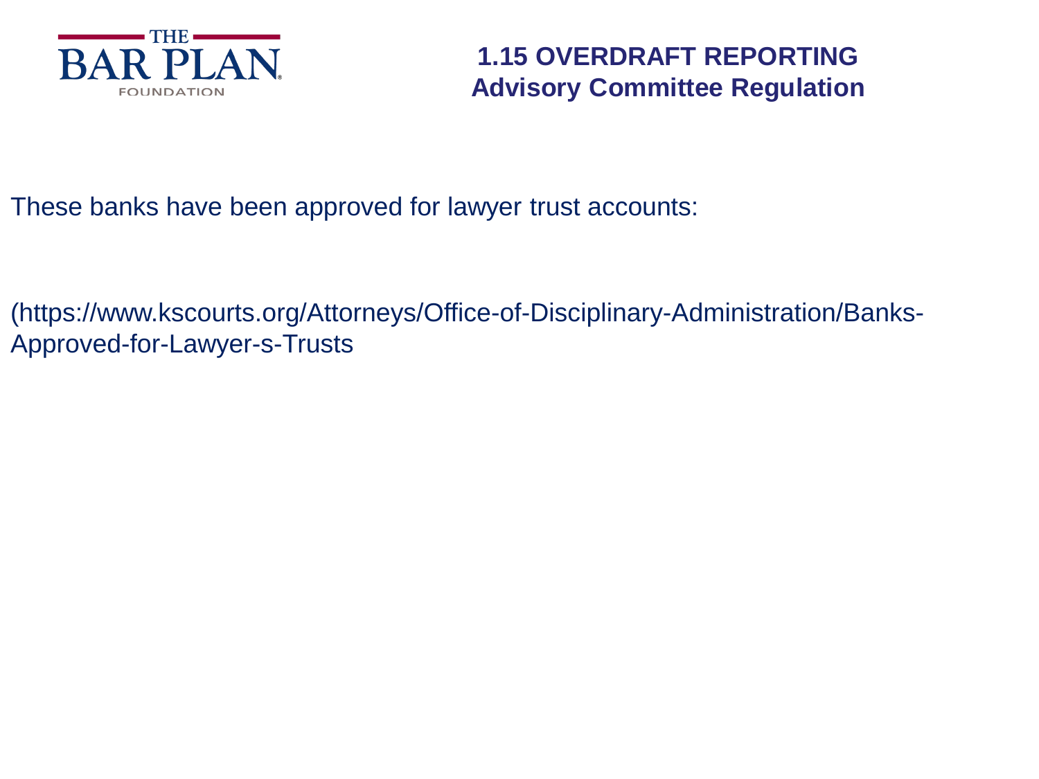# 1.15 OVERDRAFT REPORTING
## Advisory Committee Regulation

These banks have been approved for lawyer trust accounts:

(https://www.kscourts.org/Attorneys/Office-of-Disciplinary-Administration/Banks-Approved-for-Lawyer-s-Trusts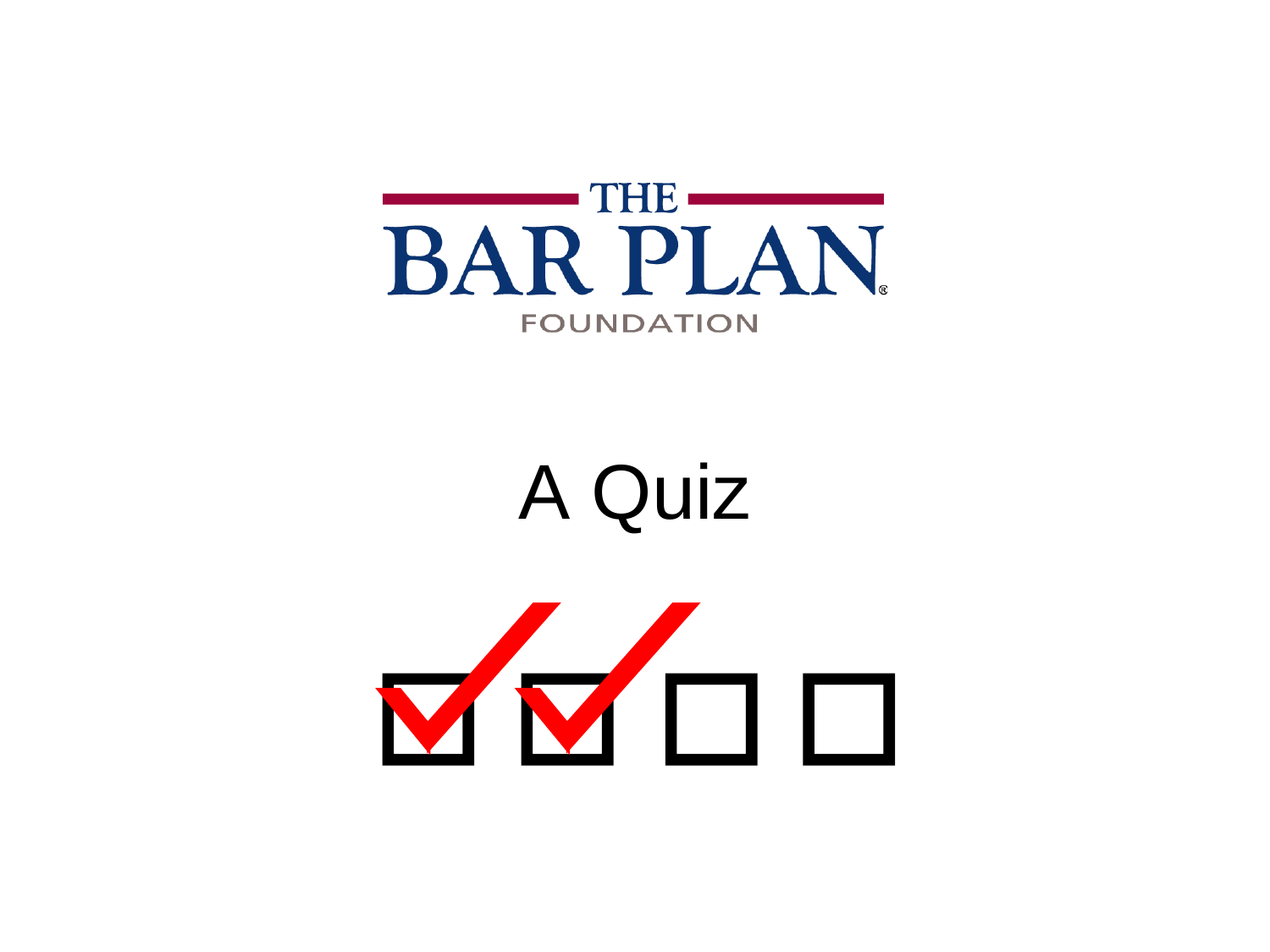THE BAR PLAN

FOUNDATION

# A Quiz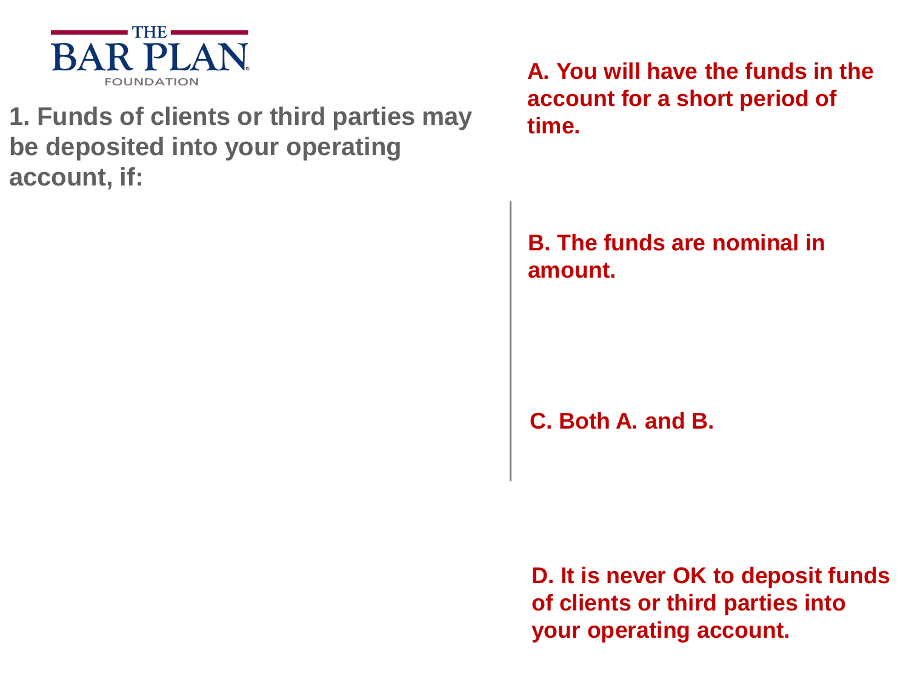THE BAR PLAN FOUNDATION

**1. Funds of clients or third parties may be deposited into your operating account, if:**

**A. You will have the funds in the account for a short period of time.**

**B. The funds are nominal in amount.**

**C. Both A. and B.**

**D. It is never OK to deposit funds of clients or third parties into your operating account.**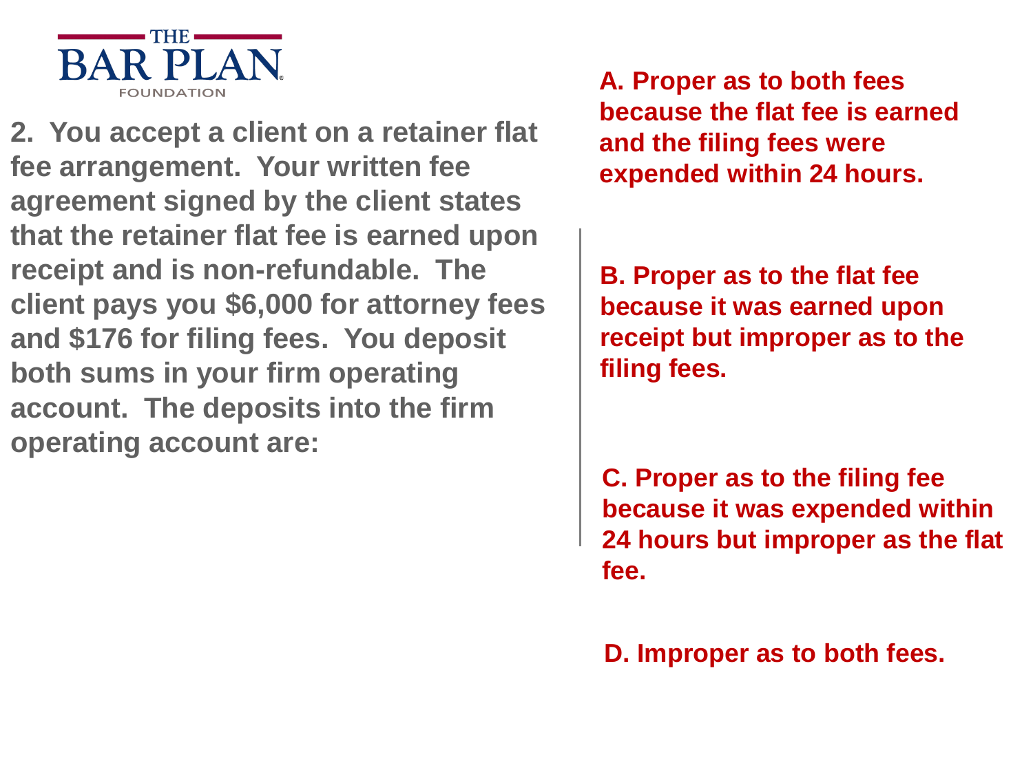THE BAR PLAN FOUNDATION

**2. You accept a client on a retainer flat fee arrangement. Your written fee agreement signed by the client states that the retainer flat fee is earned upon receipt and is non-refundable. The client pays you $6,000 for attorney fees and $176 for filing fees. You deposit both sums in your firm operating account. The deposits into the firm operating account are:**

**A. Proper as to both fees because the flat fee is earned and the filing fees were expended within 24 hours.**

**B. Proper as to the flat fee because it was earned upon receipt but improper as to the filing fees.**

**C. Proper as to the filing fee because it was expended within 24 hours but improper as the flat fee.**

**D. Improper as to both fees.**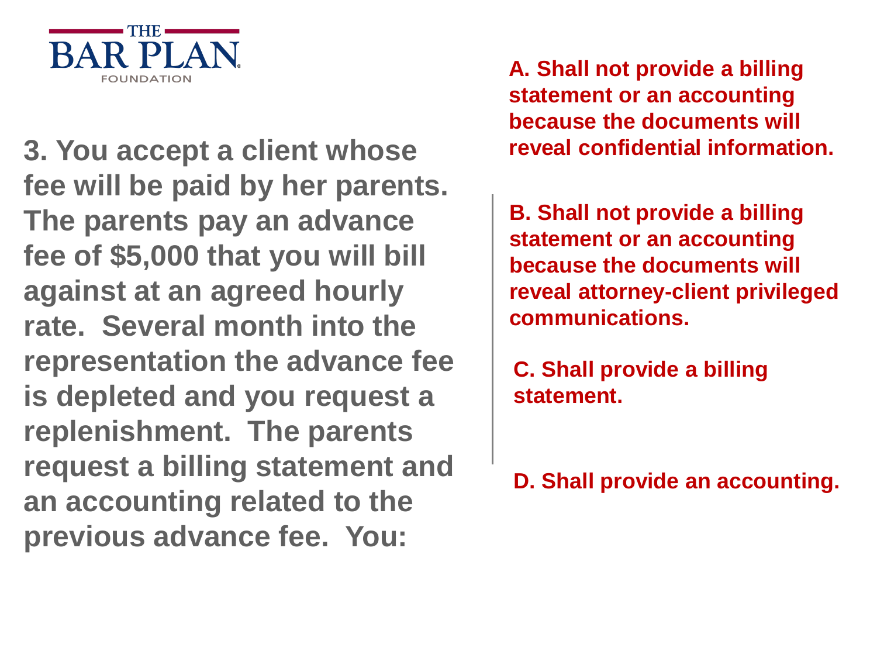3. You accept a client whose fee will be paid by her parents. The parents pay an advance fee of $5,000 that you will bill against at an agreed hourly rate. Several month into the representation the advance fee is depleted and you request a replenishment. The parents request a billing statement and an accounting related to the previous advance fee. You:

A. Shall not provide a billing statement or an accounting because the documents will reveal confidential information.

B. Shall not provide a billing statement or an accounting because the documents will reveal attorney-client privileged communications.

C. Shall provide a billing statement.

D. Shall provide an accounting.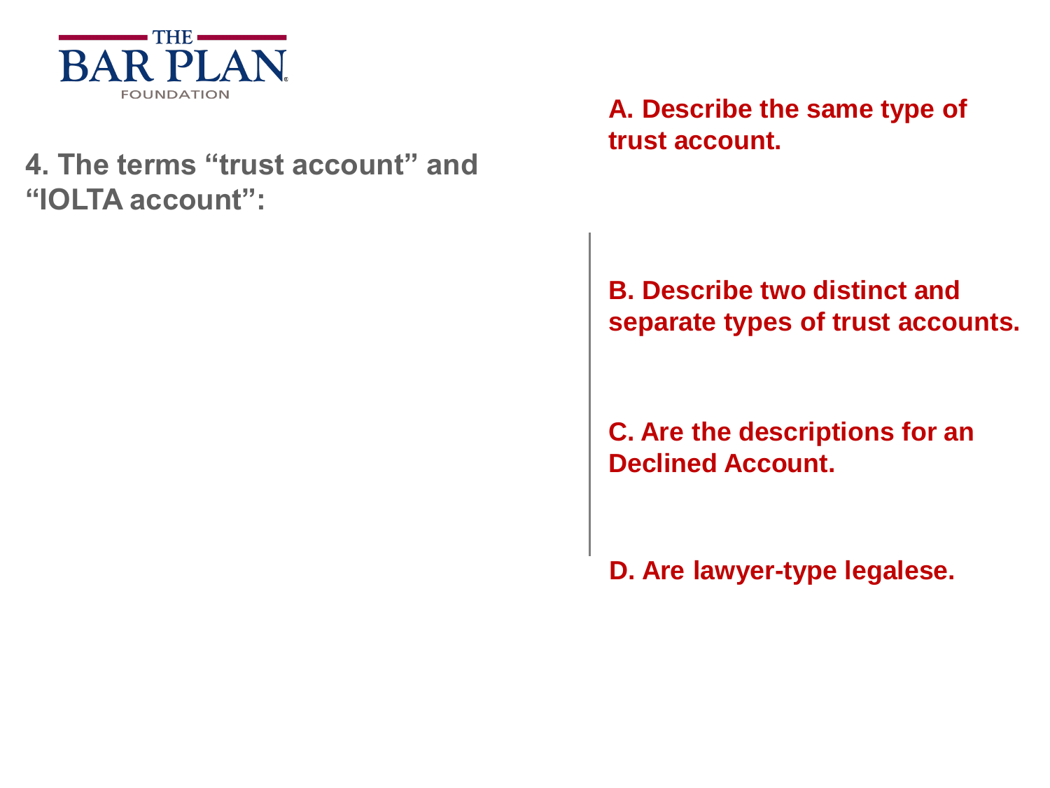THE BAR PLAN FOUNDATION

4. The terms “trust account” and “IOLTA account”:

**A. Describe the same type of trust account.**

**B. Describe two distinct and separate types of trust accounts.**

**C. Are the descriptions for an Declined Account.**

**D. Are lawyer-type legalese.**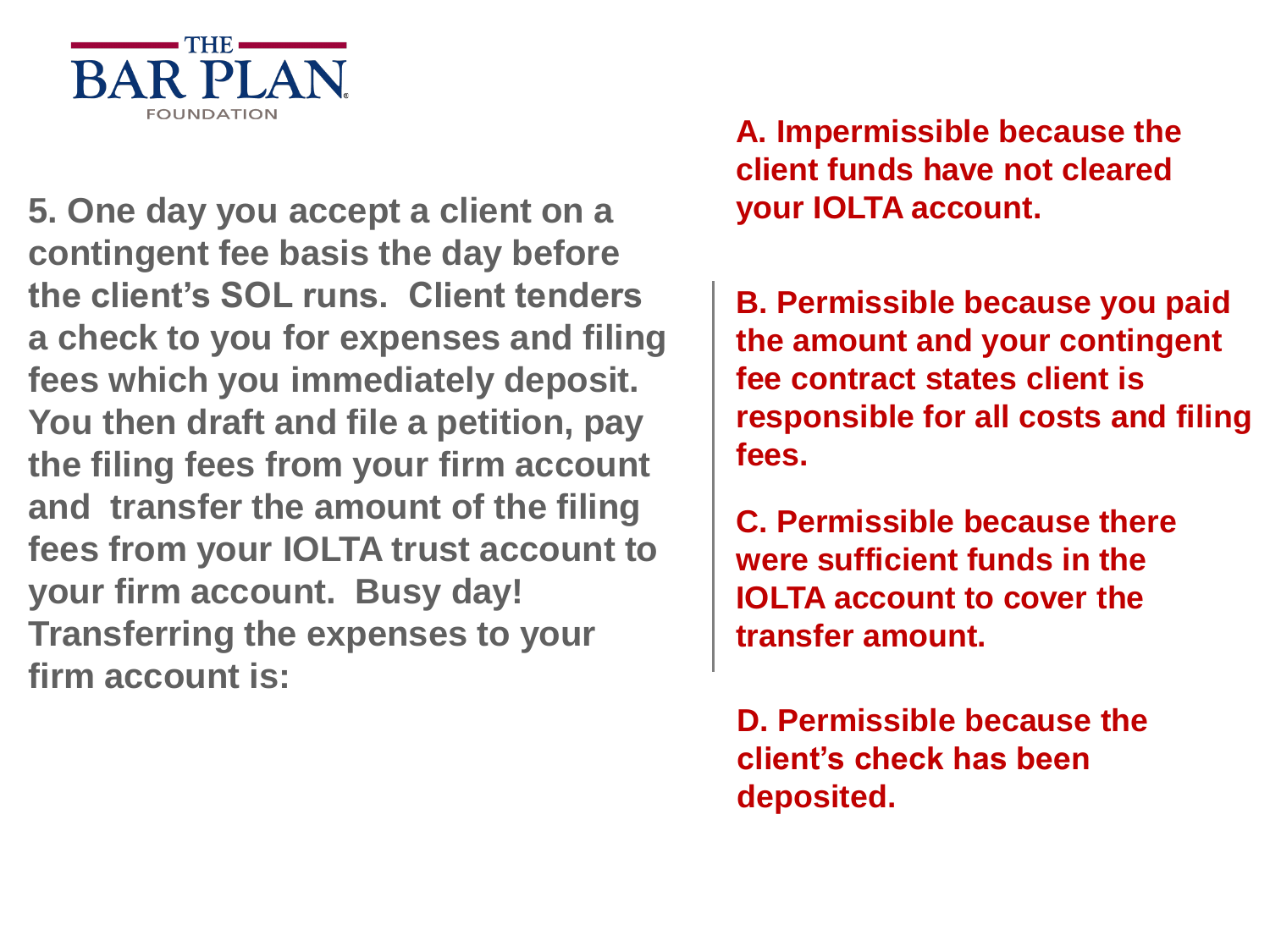THE BAR PLAN FOUNDATION

**5. One day you accept a client on a contingent fee basis the day before the client's SOL runs. Client tenders a check to you for expenses and filing fees which you immediately deposit. You then draft and file a petition, pay the filing fees from your firm account and transfer the amount of the filing fees from your IOLTA trust account to your firm account. Busy day! Transferring the expenses to your firm account is:**

**A. Impermissible because the client funds have not cleared your IOLTA account.**

**B. Permissible because you paid the amount and your contingent fee contract states client is responsible for all costs and filing fees.**

**C. Permissible because there were sufficient funds in the IOLTA account to cover the transfer amount.**

**D. Permissible because the client's check has been deposited.**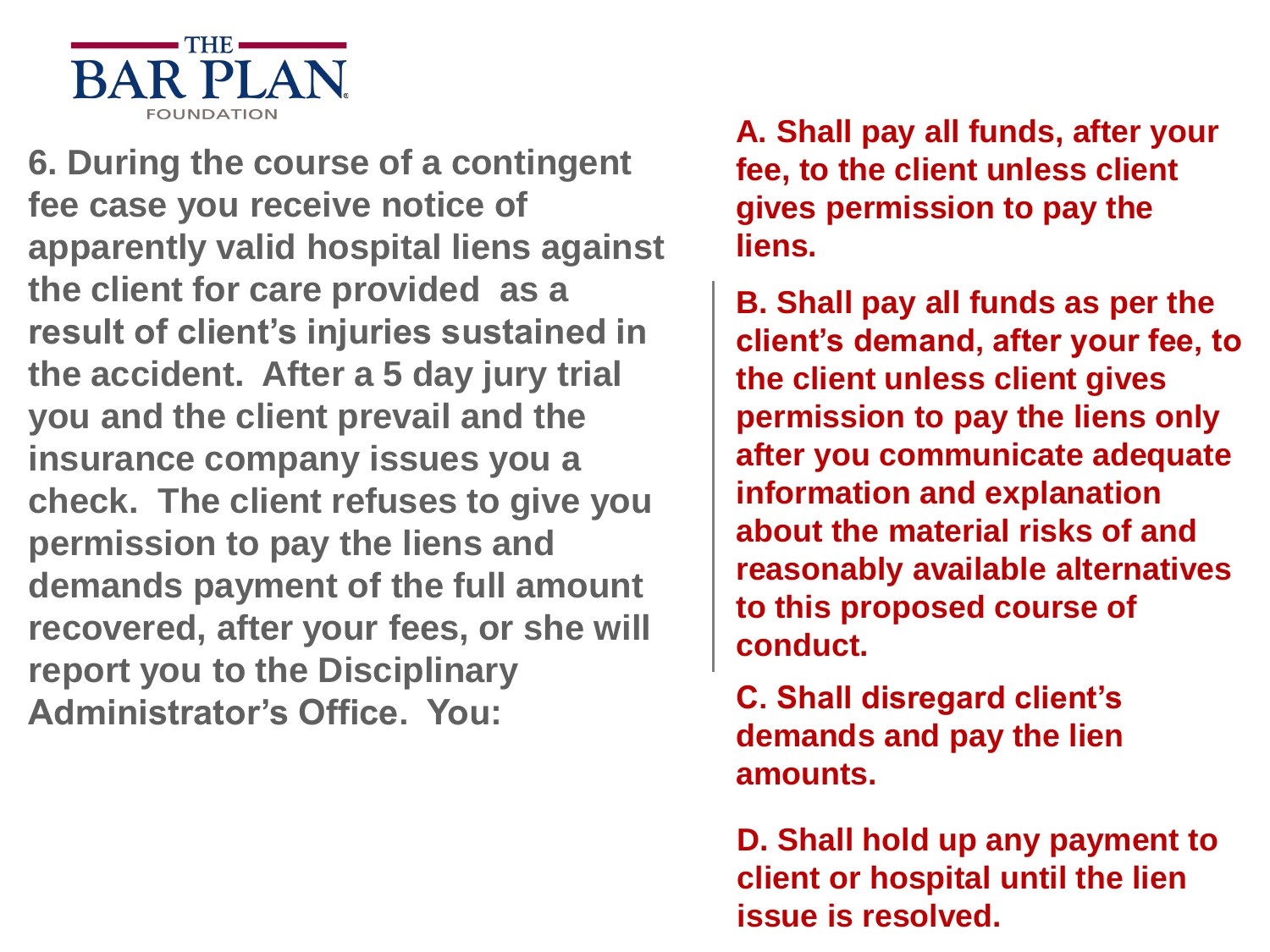THE BAR PLAN FOUNDATION

**6. During the course of a contingent fee case you receive notice of apparently valid hospital liens against the client for care provided as a result of client's injuries sustained in the accident. After a 5 day jury trial you and the client prevail and the insurance company issues you a check. The client refuses to give you permission to pay the liens and demands payment of the full amount recovered, after your fees, or she will report you to the Disciplinary Administrator's Office. You:**

**A. Shall pay all funds, after your fee, to the client unless client gives permission to pay the liens.**

**B. Shall pay all funds as per the client's demand, after your fee, to the client unless client gives permission to pay the liens only after you communicate adequate information and explanation about the material risks of and reasonably available alternatives to this proposed course of conduct.**

**C. Shall disregard client's demands and pay the lien amounts.**

**D. Shall hold up any payment to client or hospital until the lien issue is resolved.**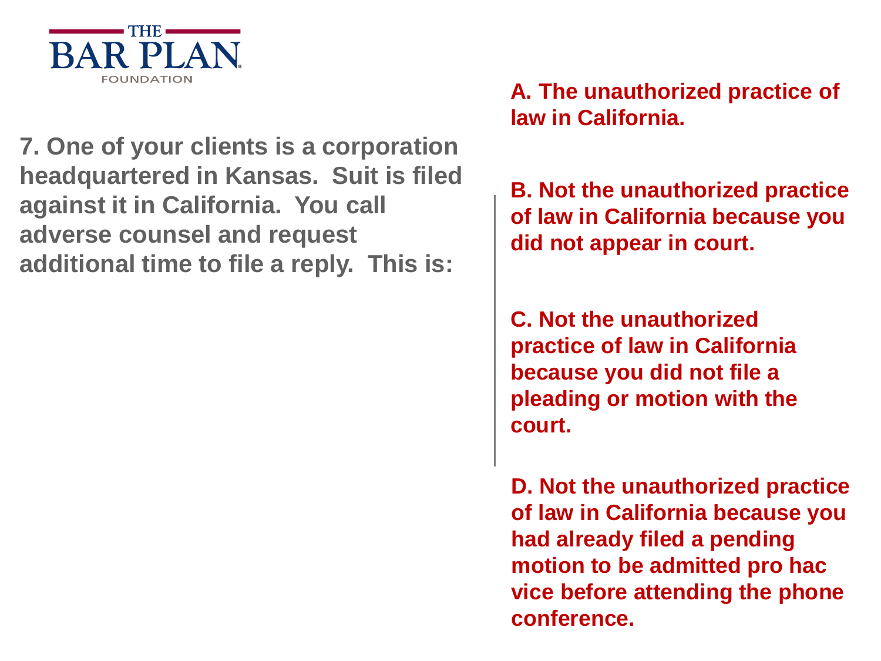7. One of your clients is a corporation headquartered in Kansas. Suit is filed against it in California. You call adverse counsel and request additional time to file a reply. This is:

A. The unauthorized practice of law in California.

B. Not the unauthorized practice of law in California because you did not appear in court.

C. Not the unauthorized practice of law in California because you did not file a pleading or motion with the court.

D. Not the unauthorized practice of law in California because you had already filed a pending motion to be admitted pro hac vice before attending the phone conference.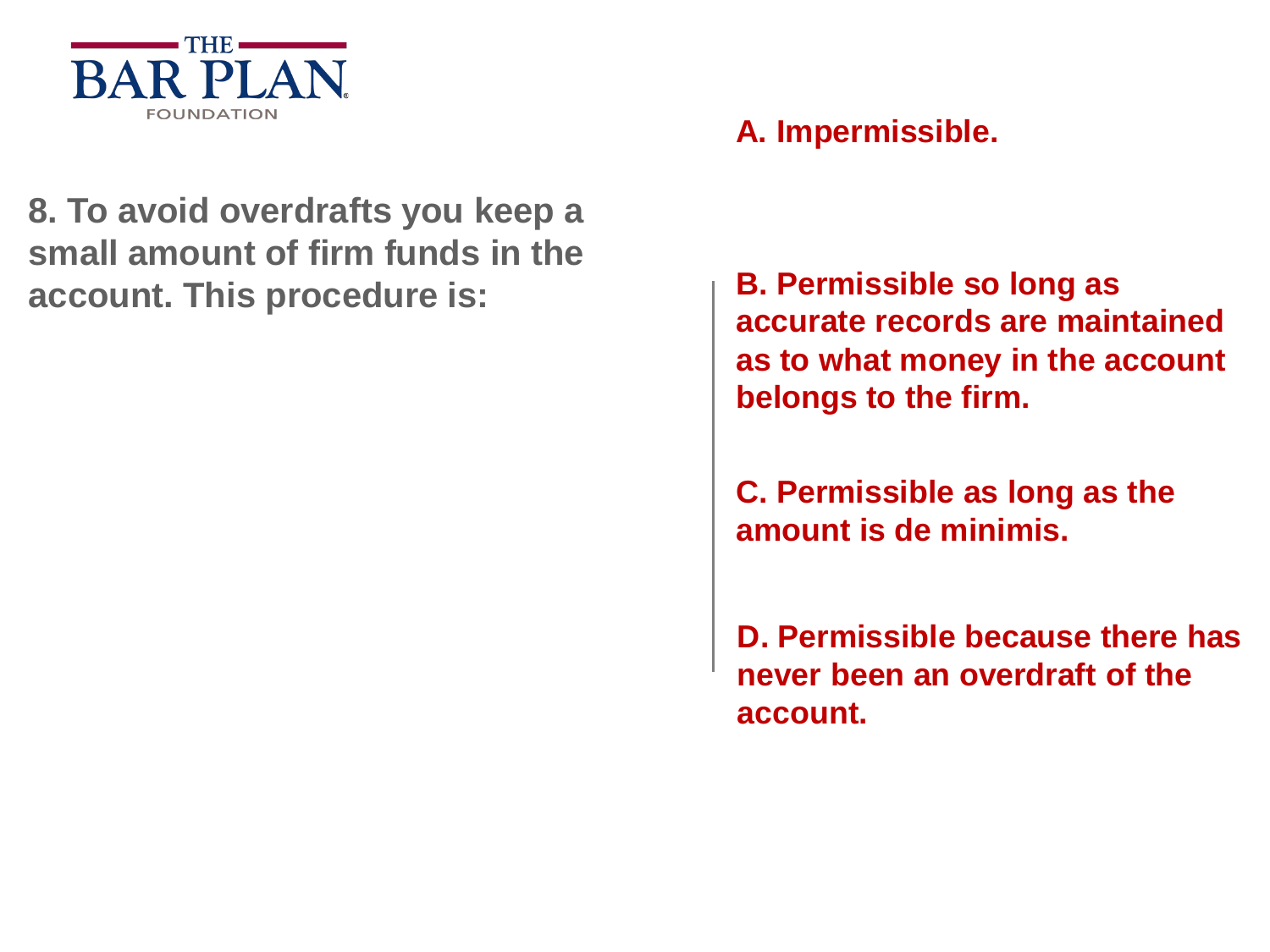8. To avoid overdrafts you keep a small amount of firm funds in the account. This procedure is:

A. Impermissible.

B. Permissible so long as accurate records are maintained as to what money in the account belongs to the firm.

C. Permissible as long as the amount is de minimis.

D. Permissible because there has never been an overdraft of the account.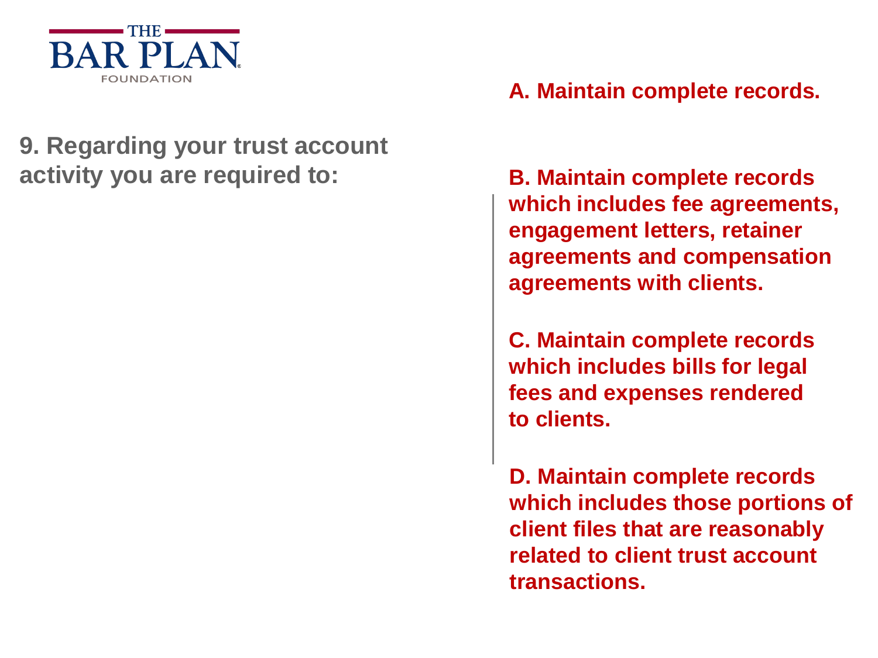THE BAR PLAN FOUNDATION

**9. Regarding your trust account activity you are required to:**

**A. Maintain complete records.**

**B. Maintain complete records which includes fee agreements, engagement letters, retainer agreements and compensation agreements with clients.**

**C. Maintain complete records which includes bills for legal fees and expenses rendered to clients.**

**D. Maintain complete records which includes those portions of client files that are reasonably related to client trust account transactions.**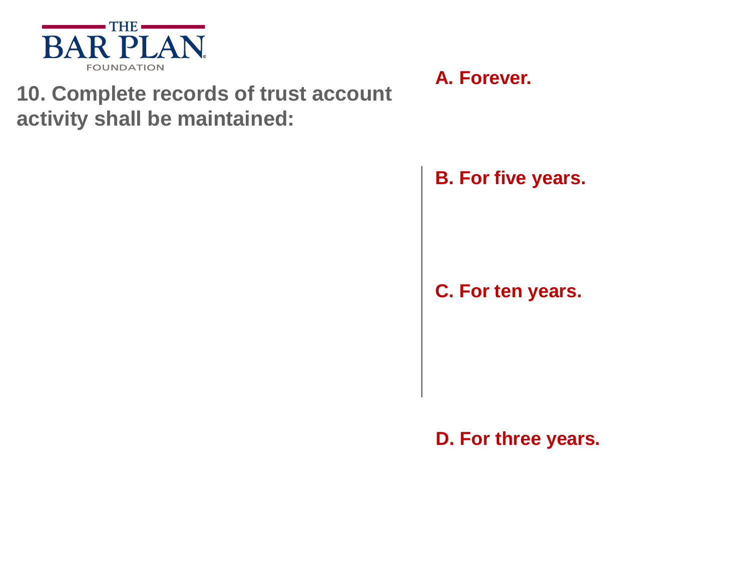**10. Complete records of trust account activity shall be maintained:**

**A. Forever.**

**B. For five years.**

**C. For ten years.**

**D. For three years.**